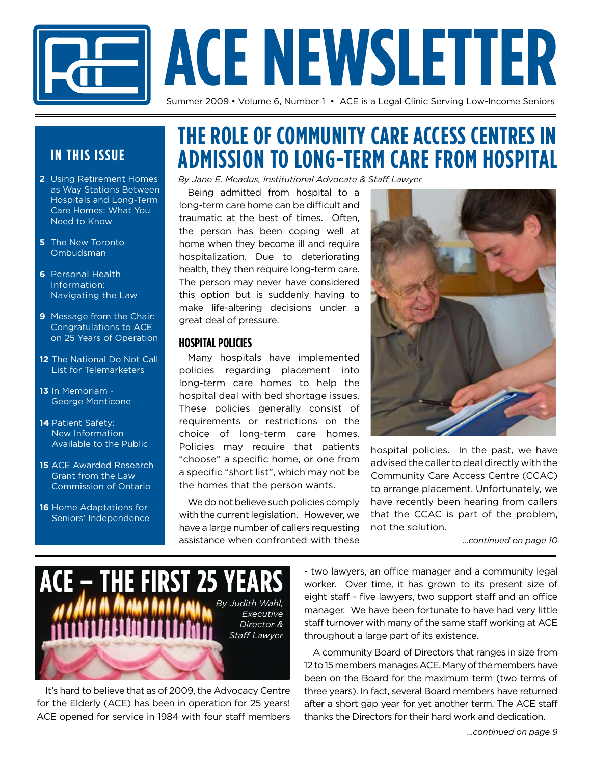# ACE NEWSLETTER

Summer 2009 • Volume 6, Number 1 • ACE is a Legal Clinic Serving Low-Income Seniors

## IN THIS ISSUE

- **2** Using Retirement Homes as Way Stations Between Hospitals and Long-Term Care Homes: What You Need to Know
- **5** The New Toronto Ombudsman
- **6** Personal Health Information: Navigating the Law
- **9** Message from the Chair: Congratulations to ACE on 25 Years of Operation
- **12** The National Do Not Call List for Telemarketers
- **13** In Memoriam - George Monticone
- **14** Patient Safety: New Information Available to the Public
- **15** ACE Awarded Research Grant from the Law Commission of Ontario
- **16** Home Adaptations for Seniors' Independence

## THE ROLE OF COMMUNITY CARE ACCESS CENTRES IN ADMISSION TO LONG-TERM CARE FROM HOSPITAL

*By Jane E. Meadus, Institutional Advocate & Staff Lawyer*

Being admitted from hospital to a long-term care home can be difficult and traumatic at the best of times. Often, the person has been coping well at home when they become ill and require hospitalization. Due to deteriorating health, they then require long-term care. The person may never have considered this option but is suddenly having to make life-altering decisions under a great deal of pressure.

### HOSPITAL POLICIES

Many hospitals have implemented policies regarding placement into long-term care homes to help the hospital deal with bed shortage issues. These policies generally consist of requirements or restrictions on the choice of long-term care homes. Policies may require that patients "choose" a specific home, or one from a specific "short list", which may not be the homes that the person wants.

We do not believe such policies comply with the current legislation. However, we have a large number of callers requesting assistance when confronted with these hospital policies. In the past, we have advised the caller to deal directly with the Community Care Access Centre (CCAC) to arrange placement. Unfortunately, we have recently been hearing from callers that the CCAC is part of the problem, not the solution.

*...continued on page 10*

## ACE – THE FIRST 25 YEARS

*By Judith Wahl, Executive Director & Staff Lawyer*

It's hard to believe that as of 2009, the Advocacy Centre for the Elderly (ACE) has been in operation for 25 years! ACE opened for service in 1984 with four staff members - two lawyers, an office manager and a community legal worker. Over time, it has grown to its present size of eight staff - five lawyers, two support staff and an office manager. We have been fortunate to have had very little staff turnover with many of the same staff working at ACE throughout a large part of its existence.

A community Board of Directors that ranges in size from 12 to 15 members manages ACE. Many of the members have been on the Board for the maximum term (two terms of three years). In fact, several Board members have returned after a short gap year for yet another term. The ACE staff thanks the Directors for their hard work and dedication.

*...continued on page 9*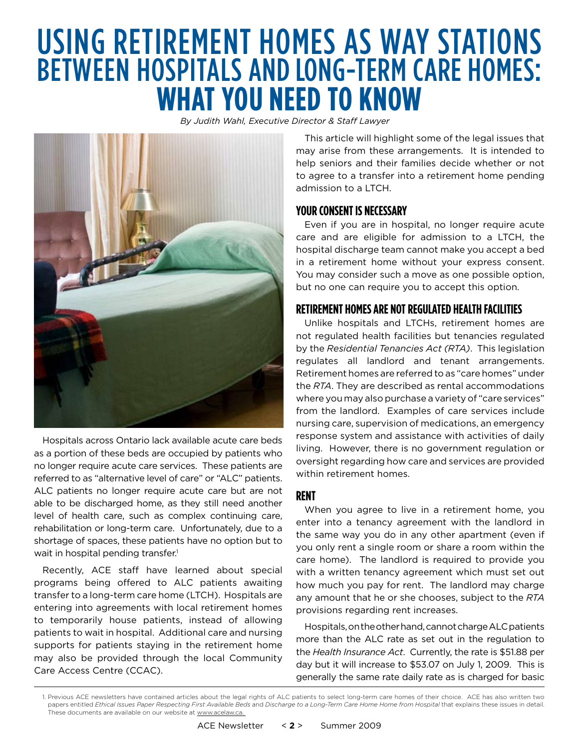# USING RETIREMENT HOMES AS WAY STATIONS BETWEEN HOSPITALS AND LONG-TERM CARE HOMES: WHAT YOU NEED TO KNOW

*By Judith Wahl, Executive Director & Staff Lawyer*

Hospitals across Ontario lack available acute care beds as a portion of these beds are occupied by patients who no longer require acute care services. These patients are referred to as "alternative level of care" or "ALC" patients. ALC patients no longer require acute care but are not able to be discharged home, as they still need another level of health care, such as complex continuing care, rehabilitation or long-term care. Unfortunately, due to a shortage of spaces, these patients have no option but to wait in hospital pending transfer.[1]

Recently, ACE staff have learned about special programs being offered to ALC patients awaiting transfer to a long-term care home (LTCH). Hospitals are entering into agreements with local retirement homes to temporarily house patients, instead of allowing patients to wait in hospital. Additional care and nursing supports for patients staying in the retirement home may also be provided through the local Community Care Access Centre (CCAC).

This article will highlight some of the legal issues that may arise from these arrangements. It is intended to help seniors and their families decide whether or not to agree to a transfer into a retirement home pending admission to a LTCH.

## YOUR CONSENT IS NECESSARY

Even if you are in hospital, no longer require acute care and are eligible for admission to a LTCH, the hospital discharge team cannot make you accept a bed in a retirement home without your express consent. You may consider such a move as one possible option, but no one can require you to accept this option.

## RETIREMENT HOMES ARE NOT REGULATED HEALTH FACILITIES

Unlike hospitals and LTCHs, retirement homes are not regulated health facilities but tenancies regulated by the *Residential Tenancies Act (RTA)*. This legislation regulates all landlord and tenant arrangements. Retirement homes are referred to as "care homes" under the *RTA*. They are described as rental accommodations where you may also purchase a variety of "care services" from the landlord. Examples of care services include nursing care, supervision of medications, an emergency response system and assistance with activities of daily living. However, there is no government regulation or oversight regarding how care and services are provided within retirement homes.

## RENT

When you agree to live in a retirement home, you enter into a tenancy agreement with the landlord in the same way you do in any other apartment (even if you only rent a single room or share a room within the care home). The landlord is required to provide you with a written tenancy agreement which must set out how much you pay for rent. The landlord may charge any amount that he or she chooses, subject to the *RTA* provisions regarding rent increases.

Hospitals, on the other hand, cannot charge ALC patients more than the ALC rate as set out in the regulation to the *Health Insurance Act*. Currently, the rate is $51.88 per day but it will increase to $53.07 on July 1, 2009. This is generally the same rate daily rate as is charged for basic

---

1. Previous ACE newsletters have contained articles about the legal rights of ALC patients to select long-term care homes of their choice. ACE has also written two papers entitled *Ethical Issues Paper Respecting First Available Beds* and *Discharge to a Long-Term Care Home Home from Hospital* that explains these issues in detail. These documents are available on our website at www.acelaw.ca.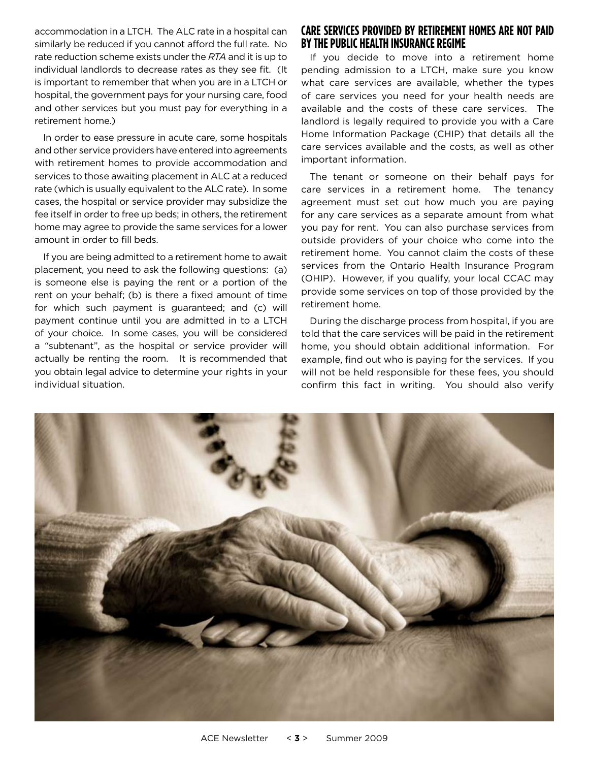accommodation in a LTCH. The ALC rate in a hospital can similarly be reduced if you cannot afford the full rate. No rate reduction scheme exists under the *RTA* and it is up to individual landlords to decrease rates as they see fit. (It is important to remember that when you are in a LTCH or hospital, the government pays for your nursing care, food and other services but you must pay for everything in a retirement home.)

In order to ease pressure in acute care, some hospitals and other service providers have entered into agreements with retirement homes to provide accommodation and services to those awaiting placement in ALC at a reduced rate (which is usually equivalent to the ALC rate). In some cases, the hospital or service provider may subsidize the fee itself in order to free up beds; in others, the retirement home may agree to provide the same services for a lower amount in order to fill beds.

If you are being admitted to a retirement home to await placement, you need to ask the following questions: (a) is someone else is paying the rent or a portion of the rent on your behalf; (b) is there a fixed amount of time for which such payment is guaranteed; and (c) will payment continue until you are admitted in to a LTCH of your choice. In some cases, you will be considered a "subtenant", as the hospital or service provider will actually be renting the room. It is recommended that you obtain legal advice to determine your rights in your individual situation.

## Care Services Provided by Retirement Homes are not Paid by the Public Health Insurance Regime

If you decide to move into a retirement home pending admission to a LTCH, make sure you know what care services are available, whether the types of care services you need for your health needs are available and the costs of these care services. The landlord is legally required to provide you with a Care Home Information Package (CHIP) that details all the care services available and the costs, as well as other important information.

The tenant or someone on their behalf pays for care services in a retirement home. The tenancy agreement must set out how much you are paying for any care services as a separate amount from what you pay for rent. You can also purchase services from outside providers of your choice who come into the retirement home. You cannot claim the costs of these services from the Ontario Health Insurance Program (OHIP). However, if you qualify, your local CCAC may provide some services on top of those provided by the retirement home.

During the discharge process from hospital, if you are told that the care services will be paid in the retirement home, you should obtain additional information. For example, find out who is paying for the services. If you will not be held responsible for these fees, you should confirm this fact in writing. You should also verify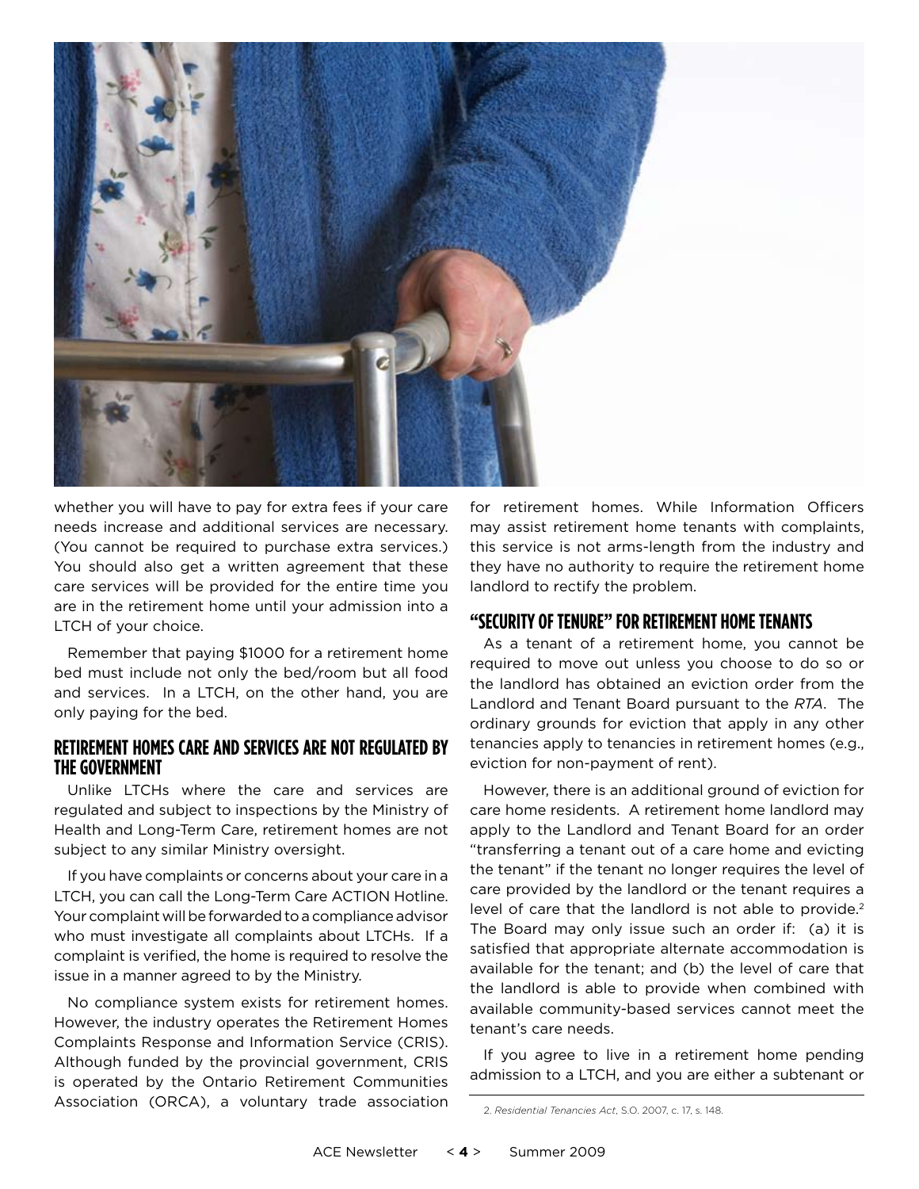whether you will have to pay for extra fees if your care needs increase and additional services are necessary. (You cannot be required to purchase extra services.) You should also get a written agreement that these care services will be provided for the entire time you are in the retirement home until your admission into a LTCH of your choice.

Remember that paying $1000 for a retirement home bed must include not only the bed/room but all food and services. In a LTCH, on the other hand, you are only paying for the bed.

## RETIREMENT HOMES CARE AND SERVICES ARE NOT REGULATED BY THE GOVERNMENT

Unlike LTCHs where the care and services are regulated and subject to inspections by the Ministry of Health and Long-Term Care, retirement homes are not subject to any similar Ministry oversight.

If you have complaints or concerns about your care in a LTCH, you can call the Long-Term Care ACTION Hotline. Your complaint will be forwarded to a compliance advisor who must investigate all complaints about LTCHs. If a complaint is verified, the home is required to resolve the issue in a manner agreed to by the Ministry.

No compliance system exists for retirement homes. However, the industry operates the Retirement Homes Complaints Response and Information Service (CRIS). Although funded by the provincial government, CRIS is operated by the Ontario Retirement Communities Association (ORCA), a voluntary trade association for retirement homes. While Information Officers may assist retirement home tenants with complaints, this service is not arms-length from the industry and they have no authority to require the retirement home landlord to rectify the problem.

## "SECURITY OF TENURE" FOR RETIREMENT HOME TENANTS

As a tenant of a retirement home, you cannot be required to move out unless you choose to do so or the landlord has obtained an eviction order from the Landlord and Tenant Board pursuant to the *RTA*. The ordinary grounds for eviction that apply in any other tenancies apply to tenancies in retirement homes (e.g., eviction for non-payment of rent).

However, there is an additional ground of eviction for care home residents. A retirement home landlord may apply to the Landlord and Tenant Board for an order "transferring a tenant out of a care home and evicting the tenant" if the tenant no longer requires the level of care provided by the landlord or the tenant requires a level of care that the landlord is not able to provide.[2] The Board may only issue such an order if: (a) it is satisfied that appropriate alternate accommodation is available for the tenant; and (b) the level of care that the landlord is able to provide when combined with available community-based services cannot meet the tenant's care needs.

If you agree to live in a retirement home pending admission to a LTCH, and you are either a subtenant or

2. *Residential Tenancies Act*, S.O. 2007, c. 17, s. 148.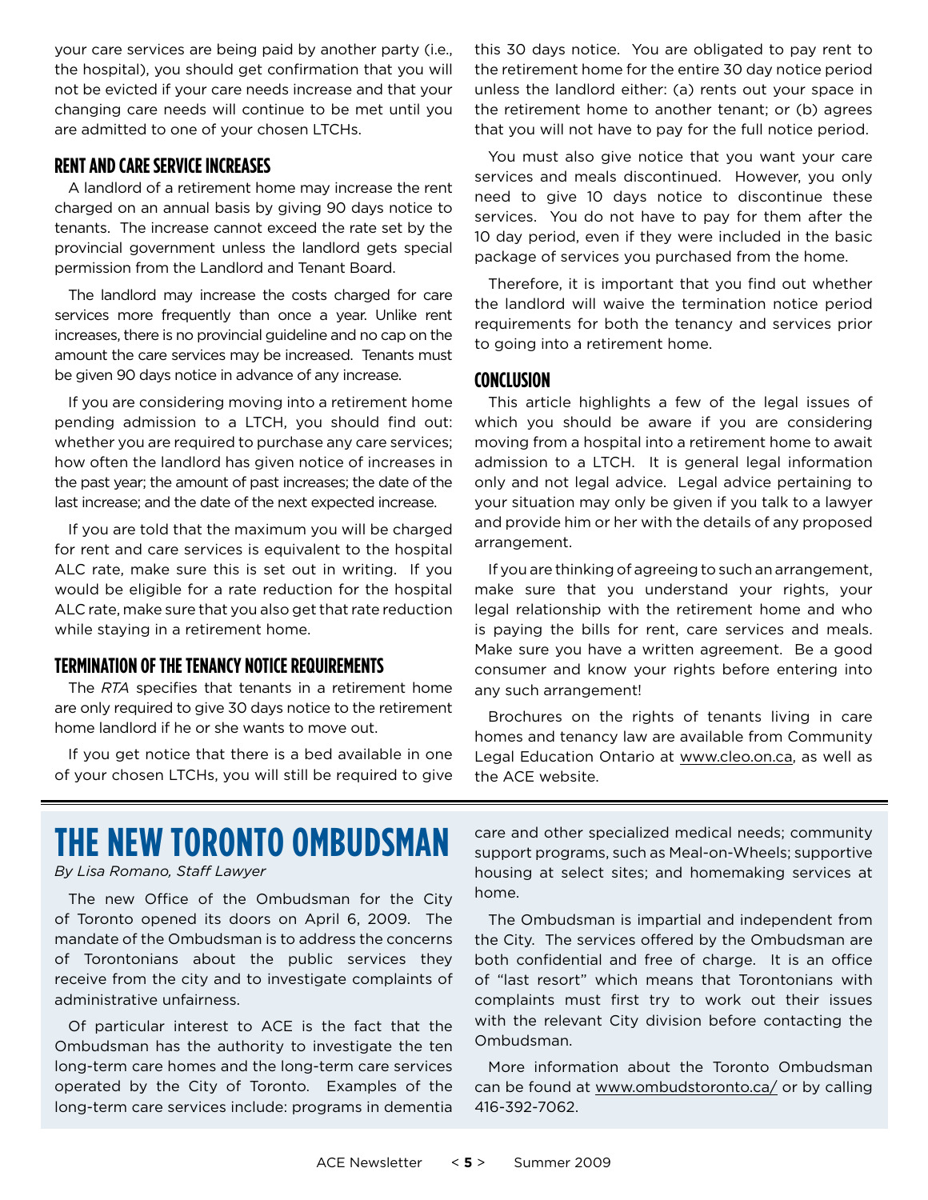your care services are being paid by another party (i.e., the hospital), you should get confirmation that you will not be evicted if your care needs increase and that your changing care needs will continue to be met until you are admitted to one of your chosen LTCHs.

### RENT AND CARE SERVICE INCREASES

A landlord of a retirement home may increase the rent charged on an annual basis by giving 90 days notice to tenants. The increase cannot exceed the rate set by the provincial government unless the landlord gets special permission from the Landlord and Tenant Board.

The landlord may increase the costs charged for care services more frequently than once a year. Unlike rent increases, there is no provincial guideline and no cap on the amount the care services may be increased. Tenants must be given 90 days notice in advance of any increase.

If you are considering moving into a retirement home pending admission to a LTCH, you should find out: whether you are required to purchase any care services; how often the landlord has given notice of increases in the past year; the amount of past increases; the date of the last increase; and the date of the next expected increase.

If you are told that the maximum you will be charged for rent and care services is equivalent to the hospital ALC rate, make sure this is set out in writing. If you would be eligible for a rate reduction for the hospital ALC rate, make sure that you also get that rate reduction while staying in a retirement home.

### TERMINATION OF THE TENANCY NOTICE REQUIREMENTS

The *RTA* specifies that tenants in a retirement home are only required to give 30 days notice to the retirement home landlord if he or she wants to move out.

If you get notice that there is a bed available in one of your chosen LTCHs, you will still be required to give this 30 days notice. You are obligated to pay rent to the retirement home for the entire 30 day notice period unless the landlord either: (a) rents out your space in the retirement home to another tenant; or (b) agrees that you will not have to pay for the full notice period.

You must also give notice that you want your care services and meals discontinued. However, you only need to give 10 days notice to discontinue these services. You do not have to pay for them after the 10 day period, even if they were included in the basic package of services you purchased from the home.

Therefore, it is important that you find out whether the landlord will waive the termination notice period requirements for both the tenancy and services prior to going into a retirement home.

### CONCLUSION

This article highlights a few of the legal issues of which you should be aware if you are considering moving from a hospital into a retirement home to await admission to a LTCH. It is general legal information only and not legal advice. Legal advice pertaining to your situation may only be given if you talk to a lawyer and provide him or her with the details of any proposed arrangement.

If you are thinking of agreeing to such an arrangement, make sure that you understand your rights, your legal relationship with the retirement home and who is paying the bills for rent, care services and meals. Make sure you have a written agreement. Be a good consumer and know your rights before entering into any such arrangement!

Brochures on the rights of tenants living in care homes and tenancy law are available from Community Legal Education Ontario at www.cleo.on.ca, as well as the ACE website.

## THE NEW TORONTO OMBUDSMAN

*By Lisa Romano, Staff Lawyer*

The new Office of the Ombudsman for the City of Toronto opened its doors on April 6, 2009. The mandate of the Ombudsman is to address the concerns of Torontonians about the public services they receive from the city and to investigate complaints of administrative unfairness.

Of particular interest to ACE is the fact that the Ombudsman has the authority to investigate the ten long-term care homes and the long-term care services operated by the City of Toronto. Examples of the long-term care services include: programs in dementia care and other specialized medical needs; community support programs, such as Meal-on-Wheels; supportive housing at select sites; and homemaking services at home.

The Ombudsman is impartial and independent from the City. The services offered by the Ombudsman are both confidential and free of charge. It is an office of "last resort" which means that Torontonians with complaints must first try to work out their issues with the relevant City division before contacting the Ombudsman.

More information about the Toronto Ombudsman can be found at www.ombudstoronto.ca/ or by calling 416-392-7062.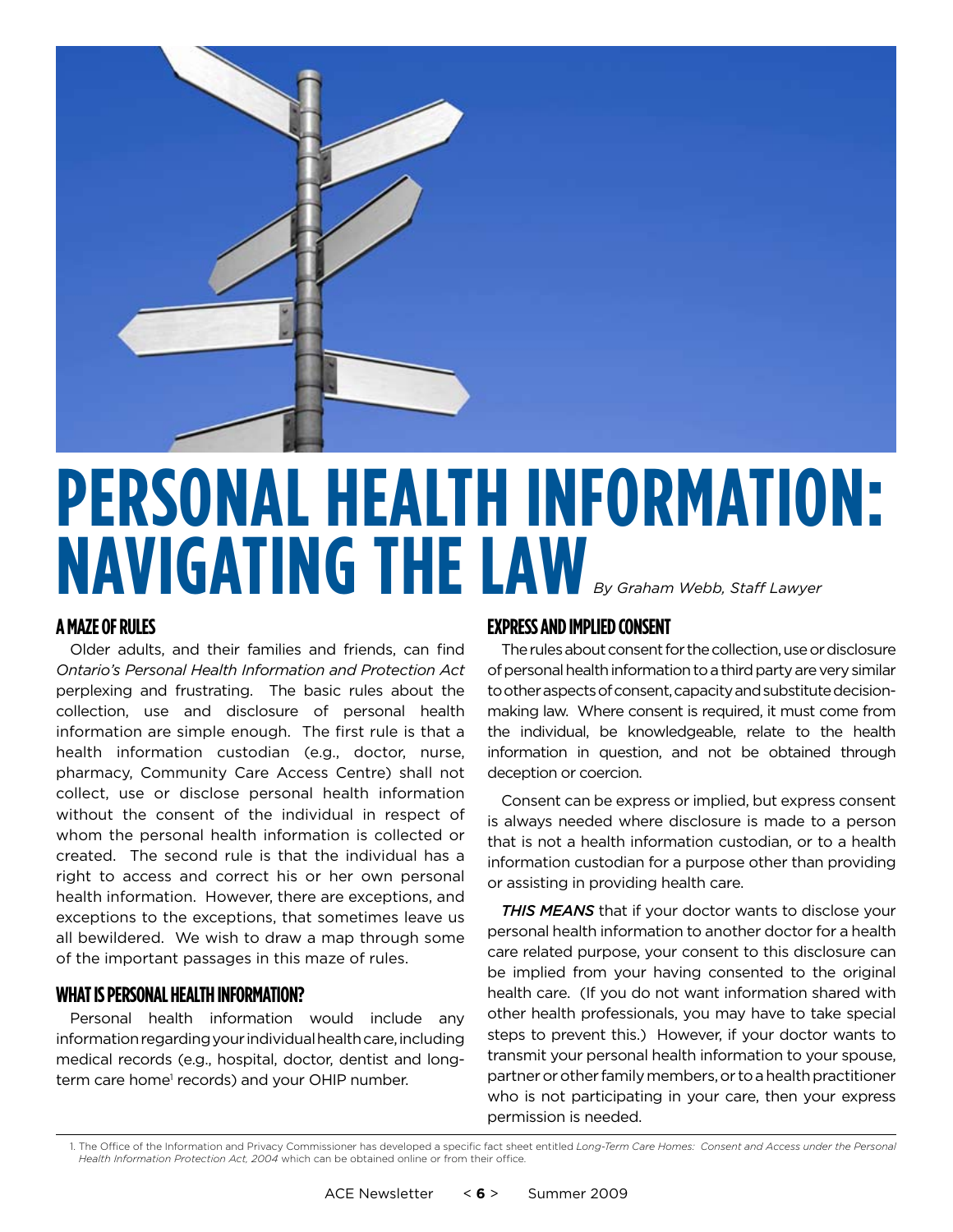# PERSONAL HEALTH INFORMATION: NAVIGATING THE LAW

*By Graham Webb, Staff Lawyer*

## A MAZE OF RULES

Older adults, and their families and friends, can find *Ontario's Personal Health Information and Protection Act* perplexing and frustrating. The basic rules about the collection, use and disclosure of personal health information are simple enough. The first rule is that a health information custodian (e.g., doctor, nurse, pharmacy, Community Care Access Centre) shall not collect, use or disclose personal health information without the consent of the individual in respect of whom the personal health information is collected or created. The second rule is that the individual has a right to access and correct his or her own personal health information. However, there are exceptions, and exceptions to the exceptions, that sometimes leave us all bewildered. We wish to draw a map through some of the important passages in this maze of rules.

## WHAT IS PERSONAL HEALTH INFORMATION?

Personal health information would include any information regarding your individual health care, including medical records (e.g., hospital, doctor, dentist and long-term care home[1] records) and your OHIP number.

## EXPRESS AND IMPLIED CONSENT

The rules about consent for the collection, use or disclosure of personal health information to a third party are very similar to other aspects of consent, capacity and substitute decision-making law. Where consent is required, it must come from the individual, be knowledgeable, relate to the health information in question, and not be obtained through deception or coercion.

Consent can be express or implied, but express consent is always needed where disclosure is made to a person that is not a health information custodian, or to a health information custodian for a purpose other than providing or assisting in providing health care.

***THIS MEANS*** that if your doctor wants to disclose your personal health information to another doctor for a health care related purpose, your consent to this disclosure can be implied from your having consented to the original health care. (If you do not want information shared with other health professionals, you may have to take special steps to prevent this.) However, if your doctor wants to transmit your personal health information to your spouse, partner or other family members, or to a health practitioner who is not participating in your care, then your express permission is needed.

---

1. The Office of the Information and Privacy Commissioner has developed a specific fact sheet entitled *Long-Term Care Homes: Consent and Access under the Personal Health Information Protection Act, 2004* which can be obtained online or from their office.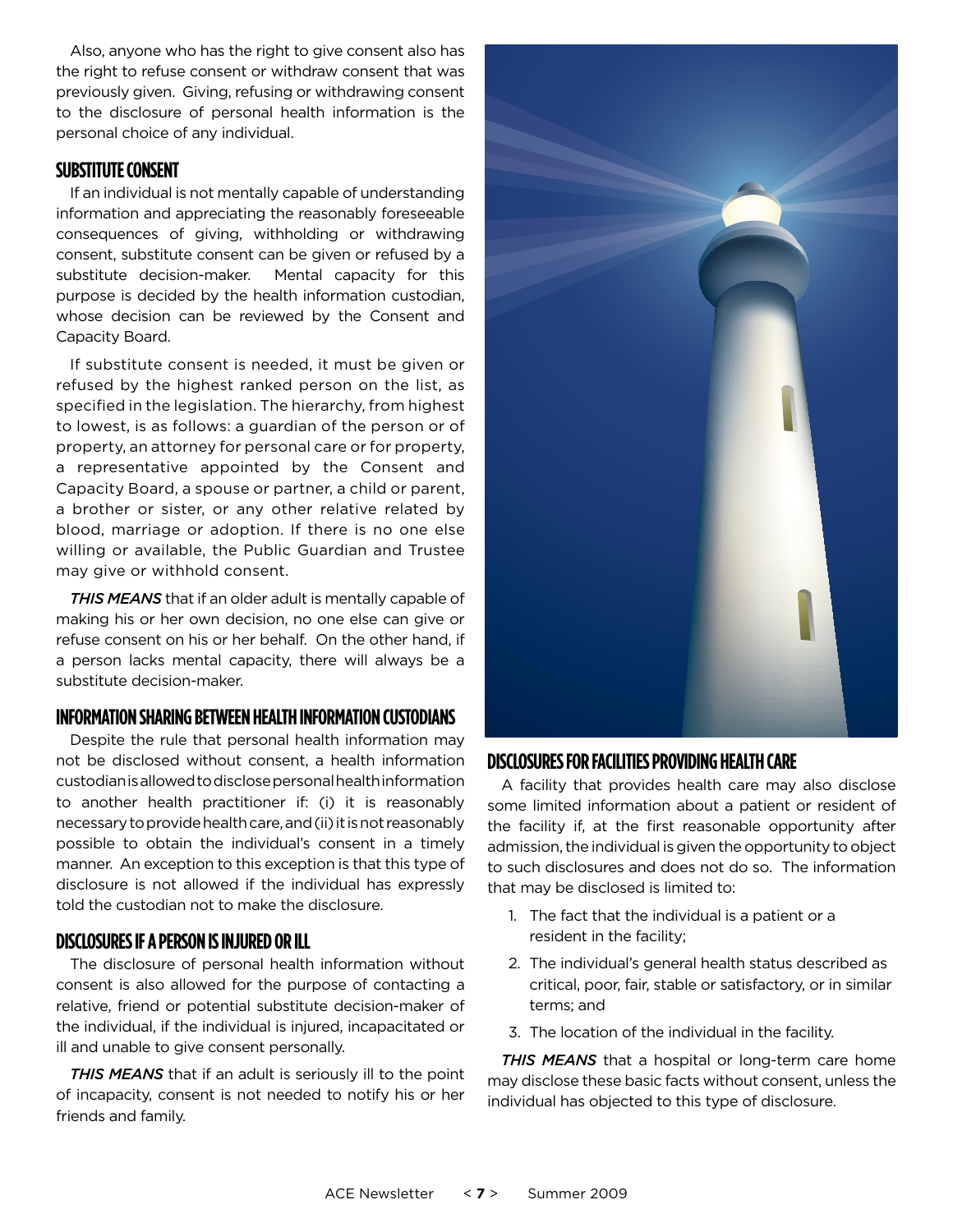Also, anyone who has the right to give consent also has the right to refuse consent or withdraw consent that was previously given. Giving, refusing or withdrawing consent to the disclosure of personal health information is the personal choice of any individual.

## SUBSTITUTE CONSENT

If an individual is not mentally capable of understanding information and appreciating the reasonably foreseeable consequences of giving, withholding or withdrawing consent, substitute consent can be given or refused by a substitute decision-maker. Mental capacity for this purpose is decided by the health information custodian, whose decision can be reviewed by the Consent and Capacity Board.

If substitute consent is needed, it must be given or refused by the highest ranked person on the list, as specified in the legislation. The hierarchy, from highest to lowest, is as follows: a guardian of the person or of property, an attorney for personal care or for property, a representative appointed by the Consent and Capacity Board, a spouse or partner, a child or parent, a brother or sister, or any other relative related by blood, marriage or adoption. If there is no one else willing or available, the Public Guardian and Trustee may give or withhold consent.

*THIS MEANS* that if an older adult is mentally capable of making his or her own decision, no one else can give or refuse consent on his or her behalf. On the other hand, if a person lacks mental capacity, there will always be a substitute decision-maker.

## INFORMATION SHARING BETWEEN HEALTH INFORMATION CUSTODIANS

Despite the rule that personal health information may not be disclosed without consent, a health information custodian is allowed to disclose personal health information to another health practitioner if: (i) it is reasonably necessary to provide health care, and (ii) it is not reasonably possible to obtain the individual's consent in a timely manner. An exception to this exception is that this type of disclosure is not allowed if the individual has expressly told the custodian not to make the disclosure.

## DISCLOSURES IF A PERSON IS INJURED OR ILL

The disclosure of personal health information without consent is also allowed for the purpose of contacting a relative, friend or potential substitute decision-maker of the individual, if the individual is injured, incapacitated or ill and unable to give consent personally.

*THIS MEANS* that if an adult is seriously ill to the point of incapacity, consent is not needed to notify his or her friends and family.

## DISCLOSURES FOR FACILITIES PROVIDING HEALTH CARE

A facility that provides health care may also disclose some limited information about a patient or resident of the facility if, at the first reasonable opportunity after admission, the individual is given the opportunity to object to such disclosures and does not do so. The information that may be disclosed is limited to:

1. The fact that the individual is a patient or a resident in the facility;
2. The individual's general health status described as critical, poor, fair, stable or satisfactory, or in similar terms; and
3. The location of the individual in the facility.

*THIS MEANS* that a hospital or long-term care home may disclose these basic facts without consent, unless the individual has objected to this type of disclosure.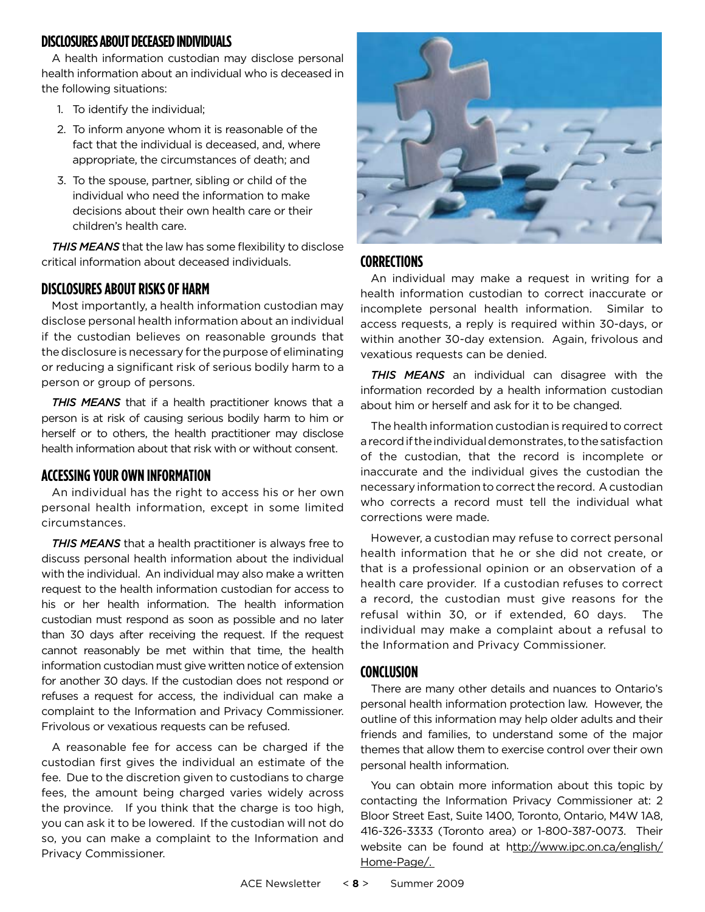## DISCLOSURES ABOUT DECEASED INDIVIDUALS

A health information custodian may disclose personal health information about an individual who is deceased in the following situations:

1. To identify the individual;
2. To inform anyone whom it is reasonable of the fact that the individual is deceased, and, where appropriate, the circumstances of death; and
3. To the spouse, partner, sibling or child of the individual who need the information to make decisions about their own health care or their children's health care.

***THIS MEANS*** that the law has some flexibility to disclose critical information about deceased individuals.

## DISCLOSURES ABOUT RISKS OF HARM

Most importantly, a health information custodian may disclose personal health information about an individual if the custodian believes on reasonable grounds that the disclosure is necessary for the purpose of eliminating or reducing a significant risk of serious bodily harm to a person or group of persons.

***THIS MEANS*** that if a health practitioner knows that a person is at risk of causing serious bodily harm to him or herself or to others, the health practitioner may disclose health information about that risk with or without consent.

## ACCESSING YOUR OWN INFORMATION

An individual has the right to access his or her own personal health information, except in some limited circumstances.

***THIS MEANS*** that a health practitioner is always free to discuss personal health information about the individual with the individual. An individual may also make a written request to the health information custodian for access to his or her health information. The health information custodian must respond as soon as possible and no later than 30 days after receiving the request. If the request cannot reasonably be met within that time, the health information custodian must give written notice of extension for another 30 days. If the custodian does not respond or refuses a request for access, the individual can make a complaint to the Information and Privacy Commissioner. Frivolous or vexatious requests can be refused.

A reasonable fee for access can be charged if the custodian first gives the individual an estimate of the fee. Due to the discretion given to custodians to charge fees, the amount being charged varies widely across the province. If you think that the charge is too high, you can ask it to be lowered. If the custodian will not do so, you can make a complaint to the Information and Privacy Commissioner.

## CORRECTIONS

An individual may make a request in writing for a health information custodian to correct inaccurate or incomplete personal health information. Similar to access requests, a reply is required within 30-days, or within another 30-day extension. Again, frivolous and vexatious requests can be denied.

***THIS MEANS*** an individual can disagree with the information recorded by a health information custodian about him or herself and ask for it to be changed.

The health information custodian is required to correct a record if the individual demonstrates, to the satisfaction of the custodian, that the record is incomplete or inaccurate and the individual gives the custodian the necessary information to correct the record. A custodian who corrects a record must tell the individual what corrections were made.

However, a custodian may refuse to correct personal health information that he or she did not create, or that is a professional opinion or an observation of a health care provider. If a custodian refuses to correct a record, the custodian must give reasons for the refusal within 30, or if extended, 60 days. The individual may make a complaint about a refusal to the Information and Privacy Commissioner.

## CONCLUSION

There are many other details and nuances to Ontario's personal health information protection law. However, the outline of this information may help older adults and their friends and families, to understand some of the major themes that allow them to exercise control over their own personal health information.

You can obtain more information about this topic by contacting the Information Privacy Commissioner at: 2 Bloor Street East, Suite 1400, Toronto, Ontario, M4W 1A8, 416-326-3333 (Toronto area) or 1-800-387-0073. Their website can be found at http://www.ipc.on.ca/english/Home-Page/.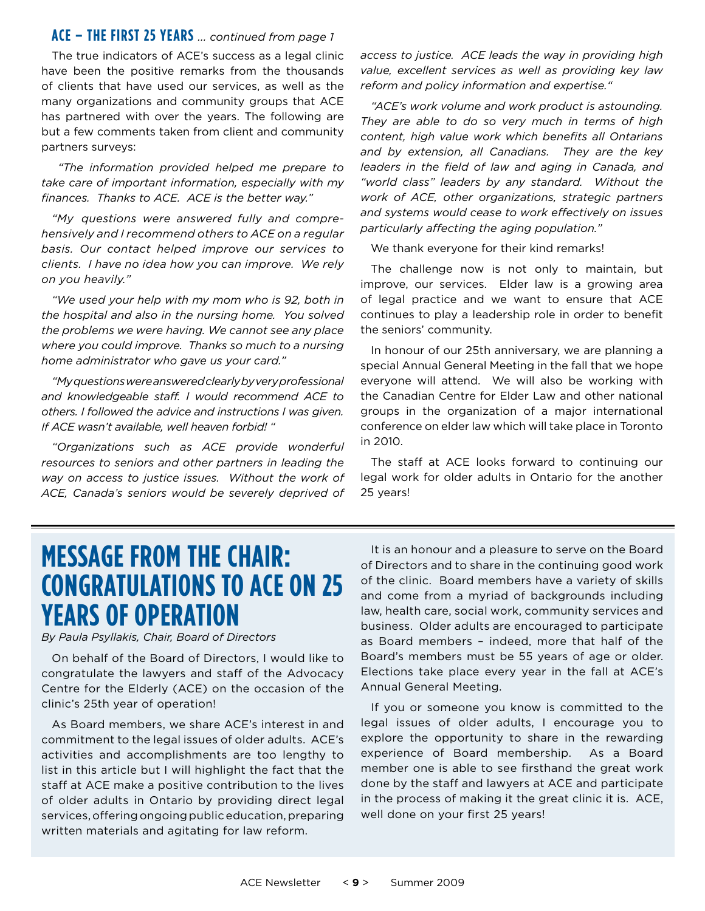## ACE – THE FIRST 25 YEARS *... continued from page 1*

The true indicators of ACE's success as a legal clinic have been the positive remarks from the thousands of clients that have used our services, as well as the many organizations and community groups that ACE has partnered with over the years. The following are but a few comments taken from client and community partners surveys:

*"The information provided helped me prepare to take care of important information, especially with my finances. Thanks to ACE. ACE is the better way."*

*"My questions were answered fully and comprehensively and I recommend others to ACE on a regular basis. Our contact helped improve our services to clients. I have no idea how you can improve. We rely on you heavily."*

*"We used your help with my mom who is 92, both in the hospital and also in the nursing home. You solved the problems we were having. We cannot see any place where you could improve. Thanks so much to a nursing home administrator who gave us your card."*

*"My questions were answered clearly by very professional and knowledgeable staff. I would recommend ACE to others. I followed the advice and instructions I was given. If ACE wasn't available, well heaven forbid! "*

*"Organizations such as ACE provide wonderful resources to seniors and other partners in leading the way on access to justice issues. Without the work of ACE, Canada's seniors would be severely deprived of access to justice. ACE leads the way in providing high value, excellent services as well as providing key law reform and policy information and expertise."*

*"ACE's work volume and work product is astounding. They are able to do so very much in terms of high content, high value work which benefits all Ontarians and by extension, all Canadians. They are the key leaders in the field of law and aging in Canada, and "world class" leaders by any standard. Without the work of ACE, other organizations, strategic partners and systems would cease to work effectively on issues particularly affecting the aging population."*

We thank everyone for their kind remarks!

The challenge now is not only to maintain, but improve, our services. Elder law is a growing area of legal practice and we want to ensure that ACE continues to play a leadership role in order to benefit the seniors' community.

In honour of our 25th anniversary, we are planning a special Annual General Meeting in the fall that we hope everyone will attend. We will also be working with the Canadian Centre for Elder Law and other national groups in the organization of a major international conference on elder law which will take place in Toronto in 2010.

The staff at ACE looks forward to continuing our legal work for older adults in Ontario for the another 25 years!

## MESSAGE FROM THE CHAIR: CONGRATULATIONS TO ACE ON 25 YEARS OF OPERATION

*By Paula Psyllakis, Chair, Board of Directors*

On behalf of the Board of Directors, I would like to congratulate the lawyers and staff of the Advocacy Centre for the Elderly (ACE) on the occasion of the clinic's 25th year of operation!

As Board members, we share ACE's interest in and commitment to the legal issues of older adults. ACE's activities and accomplishments are too lengthy to list in this article but I will highlight the fact that the staff at ACE make a positive contribution to the lives of older adults in Ontario by providing direct legal services, offering ongoing public education, preparing written materials and agitating for law reform.

It is an honour and a pleasure to serve on the Board of Directors and to share in the continuing good work of the clinic. Board members have a variety of skills and come from a myriad of backgrounds including law, health care, social work, community services and business. Older adults are encouraged to participate as Board members – indeed, more that half of the Board's members must be 55 years of age or older. Elections take place every year in the fall at ACE's Annual General Meeting.

If you or someone you know is committed to the legal issues of older adults, I encourage you to explore the opportunity to share in the rewarding experience of Board membership. As a Board member one is able to see firsthand the great work done by the staff and lawyers at ACE and participate in the process of making it the great clinic it is. ACE, well done on your first 25 years!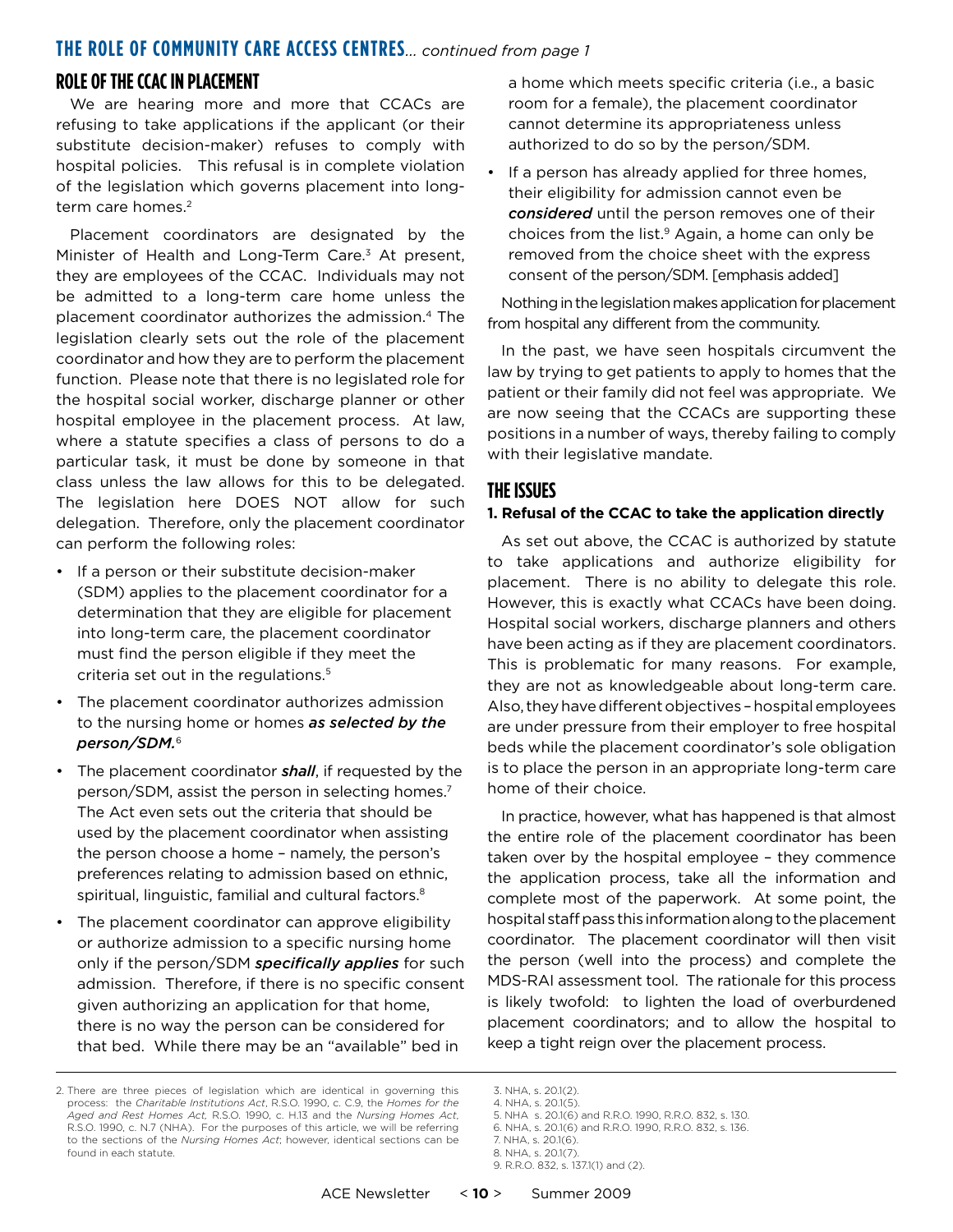## THE ROLE OF COMMUNITY CARE ACCESS CENTRES... *continued from page 1*

### ROLE OF THE CCAC IN PLACEMENT

We are hearing more and more that CCACs are refusing to take applications if the applicant (or their substitute decision-maker) refuses to comply with hospital policies. This refusal is in complete violation of the legislation which governs placement into long-term care homes.[2]

Placement coordinators are designated by the Minister of Health and Long-Term Care.[3] At present, they are employees of the CCAC. Individuals may not be admitted to a long-term care home unless the placement coordinator authorizes the admission.[4] The legislation clearly sets out the role of the placement coordinator and how they are to perform the placement function. Please note that there is no legislated role for the hospital social worker, discharge planner or other hospital employee in the placement process. At law, where a statute specifies a class of persons to do a particular task, it must be done by someone in that class unless the law allows for this to be delegated. The legislation here DOES NOT allow for such delegation. Therefore, only the placement coordinator can perform the following roles:

- If a person or their substitute decision-maker (SDM) applies to the placement coordinator for a determination that they are eligible for placement into long-term care, the placement coordinator must find the person eligible if they meet the criteria set out in the regulations.[5]
- The placement coordinator authorizes admission to the nursing home or homes ***as selected by the person/SDM.***[6]
- The placement coordinator ***shall***, if requested by the person/SDM, assist the person in selecting homes.[7] The Act even sets out the criteria that should be used by the placement coordinator when assisting the person choose a home – namely, the person's preferences relating to admission based on ethnic, spiritual, linguistic, familial and cultural factors.[8]
- The placement coordinator can approve eligibility or authorize admission to a specific nursing home only if the person/SDM ***specifically applies*** for such admission. Therefore, if there is no specific consent given authorizing an application for that home, there is no way the person can be considered for that bed. While there may be an "available" bed in a home which meets specific criteria (i.e., a basic room for a female), the placement coordinator cannot determine its appropriateness unless authorized to do so by the person/SDM.
- If a person has already applied for three homes, their eligibility for admission cannot even be ***considered*** until the person removes one of their choices from the list.[9] Again, a home can only be removed from the choice sheet with the express consent of the person/SDM. [emphasis added]

Nothing in the legislation makes application for placement from hospital any different from the community.

In the past, we have seen hospitals circumvent the law by trying to get patients to apply to homes that the patient or their family did not feel was appropriate. We are now seeing that the CCACs are supporting these positions in a number of ways, thereby failing to comply with their legislative mandate.

### THE ISSUES

**1. Refusal of the CCAC to take the application directly**

As set out above, the CCAC is authorized by statute to take applications and authorize eligibility for placement. There is no ability to delegate this role. However, this is exactly what CCACs have been doing. Hospital social workers, discharge planners and others have been acting as if they are placement coordinators. This is problematic for many reasons. For example, they are not as knowledgeable about long-term care. Also, they have different objectives – hospital employees are under pressure from their employer to free hospital beds while the placement coordinator's sole obligation is to place the person in an appropriate long-term care home of their choice.

In practice, however, what has happened is that almost the entire role of the placement coordinator has been taken over by the hospital employee – they commence the application process, take all the information and complete most of the paperwork. At some point, the hospital staff pass this information along to the placement coordinator. The placement coordinator will then visit the person (well into the process) and complete the MDS-RAI assessment tool. The rationale for this process is likely twofold: to lighten the load of overburdened placement coordinators; and to allow the hospital to keep a tight reign over the placement process.

---

2. There are three pieces of legislation which are identical in governing this process: the *Charitable Institutions Act*, R.S.O. 1990, c. C.9, the *Homes for the Aged and Rest Homes Act*, R.S.O. 1990, c. H.13 and the *Nursing Homes Act*, R.S.O. 1990, c. N.7 (NHA). For the purposes of this article, we will be referring to the sections of the *Nursing Homes Act*; however, identical sections can be found in each statute.
3. NHA, s. 20.1(2).
4. NHA, s. 20.1(5).
5. NHA s. 20.1(6) and R.R.O. 1990, R.R.O. 832, s. 130.
6. NHA, s. 20.1(6) and R.R.O. 1990, R.R.O. 832, s. 136.
7. NHA, s. 20.1(6).
8. NHA, s. 20.1(7).
9. R.R.O. 832, s. 137.1(1) and (2).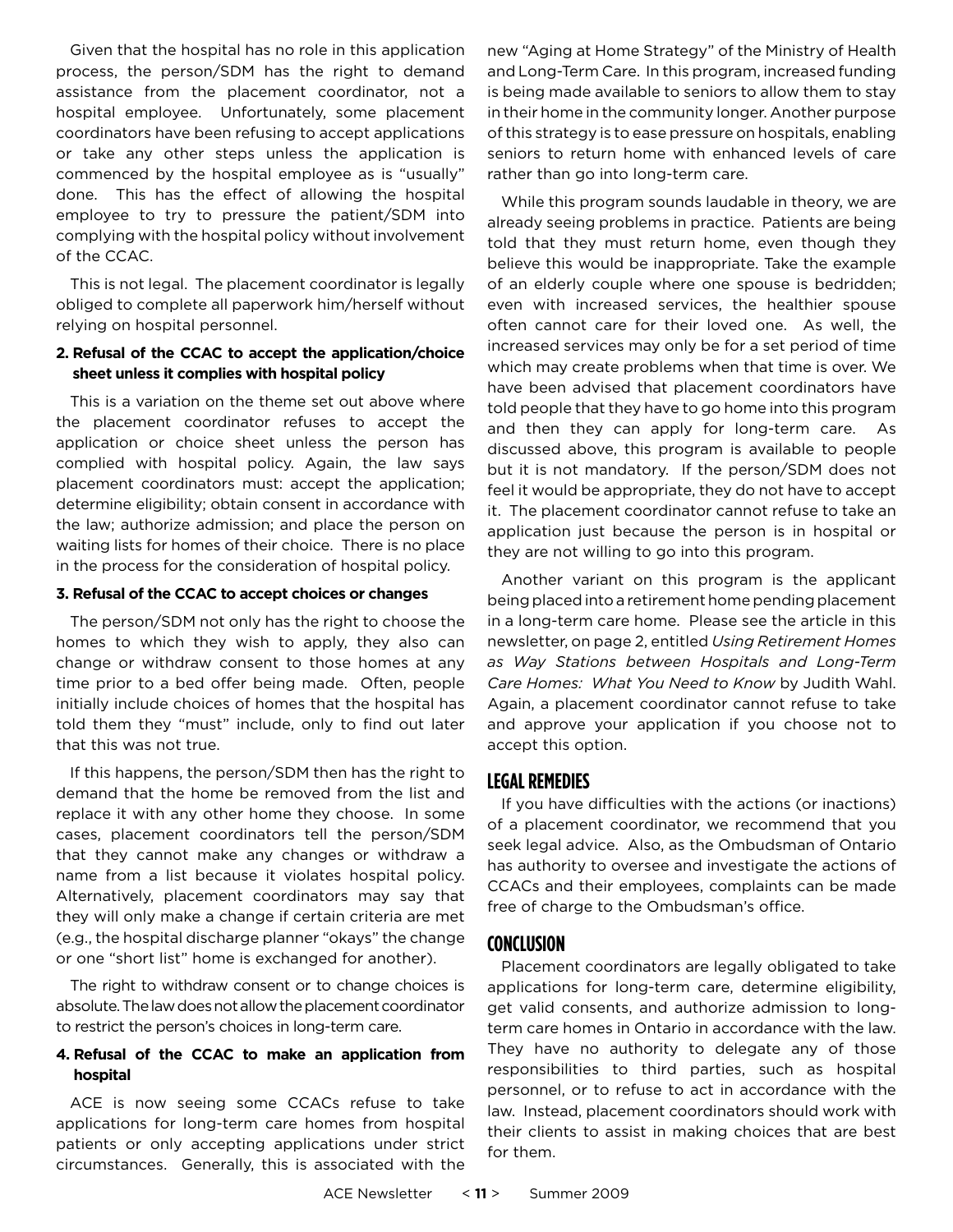Given that the hospital has no role in this application process, the person/SDM has the right to demand assistance from the placement coordinator, not a hospital employee. Unfortunately, some placement coordinators have been refusing to accept applications or take any other steps unless the application is commenced by the hospital employee as is "usually" done. This has the effect of allowing the hospital employee to try to pressure the patient/SDM into complying with the hospital policy without involvement of the CCAC.

This is not legal. The placement coordinator is legally obliged to complete all paperwork him/herself without relying on hospital personnel.

**2. Refusal of the CCAC to accept the application/choice sheet unless it complies with hospital policy**

This is a variation on the theme set out above where the placement coordinator refuses to accept the application or choice sheet unless the person has complied with hospital policy. Again, the law says placement coordinators must: accept the application; determine eligibility; obtain consent in accordance with the law; authorize admission; and place the person on waiting lists for homes of their choice. There is no place in the process for the consideration of hospital policy.

**3. Refusal of the CCAC to accept choices or changes**

The person/SDM not only has the right to choose the homes to which they wish to apply, they also can change or withdraw consent to those homes at any time prior to a bed offer being made. Often, people initially include choices of homes that the hospital has told them they "must" include, only to find out later that this was not true.

If this happens, the person/SDM then has the right to demand that the home be removed from the list and replace it with any other home they choose. In some cases, placement coordinators tell the person/SDM that they cannot make any changes or withdraw a name from a list because it violates hospital policy. Alternatively, placement coordinators may say that they will only make a change if certain criteria are met (e.g., the hospital discharge planner "okays" the change or one "short list" home is exchanged for another).

The right to withdraw consent or to change choices is absolute. The law does not allow the placement coordinator to restrict the person's choices in long-term care.

**4. Refusal of the CCAC to make an application from hospital**

ACE is now seeing some CCACs refuse to take applications for long-term care homes from hospital patients or only accepting applications under strict circumstances. Generally, this is associated with the new "Aging at Home Strategy" of the Ministry of Health and Long-Term Care. In this program, increased funding is being made available to seniors to allow them to stay in their home in the community longer. Another purpose of this strategy is to ease pressure on hospitals, enabling seniors to return home with enhanced levels of care rather than go into long-term care.

While this program sounds laudable in theory, we are already seeing problems in practice. Patients are being told that they must return home, even though they believe this would be inappropriate. Take the example of an elderly couple where one spouse is bedridden; even with increased services, the healthier spouse often cannot care for their loved one. As well, the increased services may only be for a set period of time which may create problems when that time is over. We have been advised that placement coordinators have told people that they have to go home into this program and then they can apply for long-term care. As discussed above, this program is available to people but it is not mandatory. If the person/SDM does not feel it would be appropriate, they do not have to accept it. The placement coordinator cannot refuse to take an application just because the person is in hospital or they are not willing to go into this program.

Another variant on this program is the applicant being placed into a retirement home pending placement in a long-term care home. Please see the article in this newsletter, on page 2, entitled *Using Retirement Homes as Way Stations between Hospitals and Long-Term Care Homes: What You Need to Know* by Judith Wahl. Again, a placement coordinator cannot refuse to take and approve your application if you choose not to accept this option.

## LEGAL REMEDIES

If you have difficulties with the actions (or inactions) of a placement coordinator, we recommend that you seek legal advice. Also, as the Ombudsman of Ontario has authority to oversee and investigate the actions of CCACs and their employees, complaints can be made free of charge to the Ombudsman's office.

## CONCLUSION

Placement coordinators are legally obligated to take applications for long-term care, determine eligibility, get valid consents, and authorize admission to long-term care homes in Ontario in accordance with the law. They have no authority to delegate any of those responsibilities to third parties, such as hospital personnel, or to refuse to act in accordance with the law. Instead, placement coordinators should work with their clients to assist in making choices that are best for them.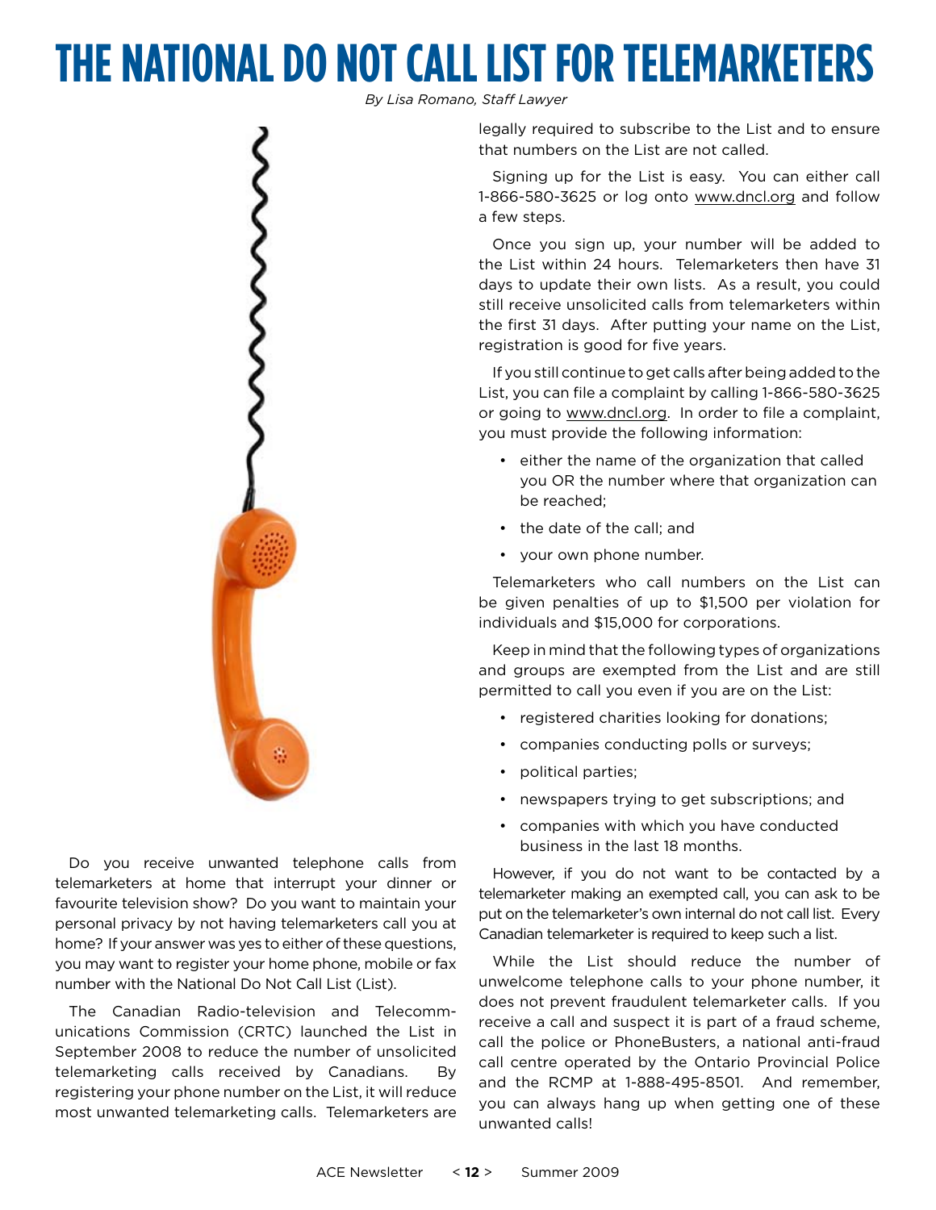# THE NATIONAL DO NOT CALL LIST FOR TELEMARKETERS

*By Lisa Romano, Staff Lawyer*

Do you receive unwanted telephone calls from telemarketers at home that interrupt your dinner or favourite television show? Do you want to maintain your personal privacy by not having telemarketers call you at home? If your answer was yes to either of these questions, you may want to register your home phone, mobile or fax number with the National Do Not Call List (List).

The Canadian Radio-television and Telecommunications Commission (CRTC) launched the List in September 2008 to reduce the number of unsolicited telemarketing calls received by Canadians. By registering your phone number on the List, it will reduce most unwanted telemarketing calls. Telemarketers are legally required to subscribe to the List and to ensure that numbers on the List are not called.

Signing up for the List is easy. You can either call 1-866-580-3625 or log onto www.dncl.org and follow a few steps.

Once you sign up, your number will be added to the List within 24 hours. Telemarketers then have 31 days to update their own lists. As a result, you could still receive unsolicited calls from telemarketers within the first 31 days. After putting your name on the List, registration is good for five years.

If you still continue to get calls after being added to the List, you can file a complaint by calling 1-866-580-3625 or going to www.dncl.org. In order to file a complaint, you must provide the following information:

- either the name of the organization that called you OR the number where that organization can be reached;
- the date of the call; and
- your own phone number.

Telemarketers who call numbers on the List can be given penalties of up to $1,500 per violation for individuals and $15,000 for corporations.

Keep in mind that the following types of organizations and groups are exempted from the List and are still permitted to call you even if you are on the List:

- registered charities looking for donations;
- companies conducting polls or surveys;
- political parties;
- newspapers trying to get subscriptions; and
- companies with which you have conducted business in the last 18 months.

However, if you do not want to be contacted by a telemarketer making an exempted call, you can ask to be put on the telemarketer's own internal do not call list. Every Canadian telemarketer is required to keep such a list.

While the List should reduce the number of unwelcome telephone calls to your phone number, it does not prevent fraudulent telemarketer calls. If you receive a call and suspect it is part of a fraud scheme, call the police or PhoneBusters, a national anti-fraud call centre operated by the Ontario Provincial Police and the RCMP at 1-888-495-8501. And remember, you can always hang up when getting one of these unwanted calls!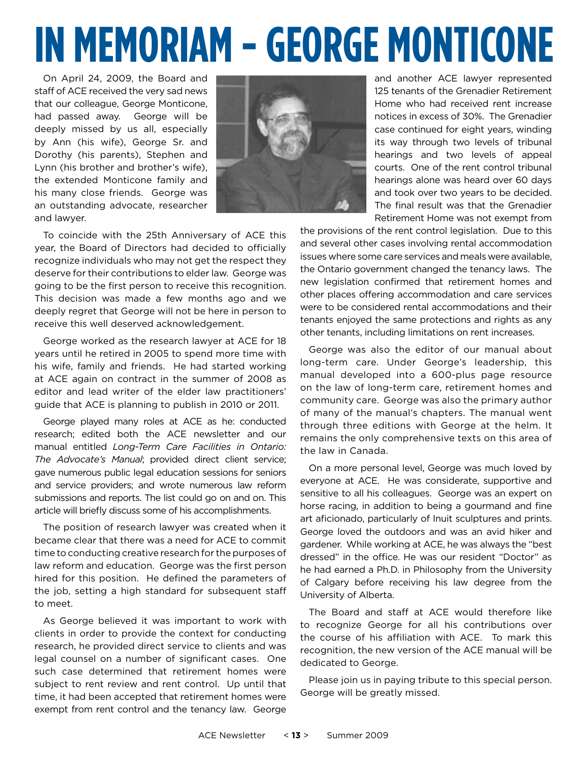# IN MEMORIAM – GEORGE MONTICONE

On April 24, 2009, the Board and staff of ACE received the very sad news that our colleague, George Monticone, had passed away. George will be deeply missed by us all, especially by Ann (his wife), George Sr. and Dorothy (his parents), Stephen and Lynn (his brother and brother's wife), the extended Monticone family and his many close friends. George was an outstanding advocate, researcher and lawyer.

To coincide with the 25th Anniversary of ACE this year, the Board of Directors had decided to officially recognize individuals who may not get the respect they deserve for their contributions to elder law. George was going to be the first person to receive this recognition. This decision was made a few months ago and we deeply regret that George will not be here in person to receive this well deserved acknowledgement.

George worked as the research lawyer at ACE for 18 years until he retired in 2005 to spend more time with his wife, family and friends. He had started working at ACE again on contract in the summer of 2008 as editor and lead writer of the elder law practitioners' guide that ACE is planning to publish in 2010 or 2011.

George played many roles at ACE as he: conducted research; edited both the ACE newsletter and our manual entitled *Long-Term Care Facilities in Ontario: The Advocate's Manual*; provided direct client service; gave numerous public legal education sessions for seniors and service providers; and wrote numerous law reform submissions and reports. The list could go on and on. This article will briefly discuss some of his accomplishments.

The position of research lawyer was created when it became clear that there was a need for ACE to commit time to conducting creative research for the purposes of law reform and education. George was the first person hired for this position. He defined the parameters of the job, setting a high standard for subsequent staff to meet.

As George believed it was important to work with clients in order to provide the context for conducting research, he provided direct service to clients and was legal counsel on a number of significant cases. One such case determined that retirement homes were subject to rent review and rent control. Up until that time, it had been accepted that retirement homes were exempt from rent control and the tenancy law. George and another ACE lawyer represented 125 tenants of the Grenadier Retirement Home who had received rent increase notices in excess of 30%. The Grenadier case continued for eight years, winding its way through two levels of tribunal hearings and two levels of appeal courts. One of the rent control tribunal hearings alone was heard over 60 days and took over two years to be decided. The final result was that the Grenadier Retirement Home was not exempt from the provisions of the rent control legislation. Due to this and several other cases involving rental accommodation issues where some care services and meals were available, the Ontario government changed the tenancy laws. The new legislation confirmed that retirement homes and other places offering accommodation and care services were to be considered rental accommodations and their tenants enjoyed the same protections and rights as any other tenants, including limitations on rent increases.

George was also the editor of our manual about long-term care. Under George's leadership, this manual developed into a 600-plus page resource on the law of long-term care, retirement homes and community care. George was also the primary author of many of the manual's chapters. The manual went through three editions with George at the helm. It remains the only comprehensive texts on this area of the law in Canada.

On a more personal level, George was much loved by everyone at ACE. He was considerate, supportive and sensitive to all his colleagues. George was an expert on horse racing, in addition to being a gourmand and fine art aficionado, particularly of Inuit sculptures and prints. George loved the outdoors and was an avid hiker and gardener. While working at ACE, he was always the "best dressed" in the office. He was our resident "Doctor" as he had earned a Ph.D. in Philosophy from the University of Calgary before receiving his law degree from the University of Alberta.

The Board and staff at ACE would therefore like to recognize George for all his contributions over the course of his affiliation with ACE. To mark this recognition, the new version of the ACE manual will be dedicated to George.

Please join us in paying tribute to this special person. George will be greatly missed.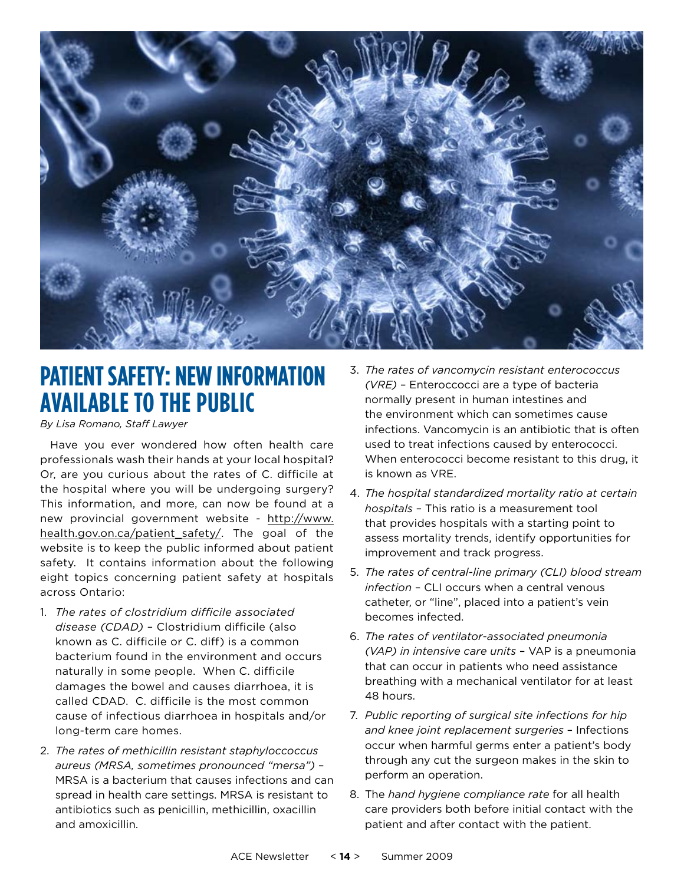# PATIENT SAFETY: NEW INFORMATION AVAILABLE TO THE PUBLIC

*By Lisa Romano, Staff Lawyer*

Have you ever wondered how often health care professionals wash their hands at your local hospital? Or, are you curious about the rates of C. difficile at the hospital where you will be undergoing surgery? This information, and more, can now be found at a new provincial government website - http://www.health.gov.on.ca/patient_safety/. The goal of the website is to keep the public informed about patient safety. It contains information about the following eight topics concerning patient safety at hospitals across Ontario:

1. *The rates of clostridium difficile associated disease (CDAD)* – Clostridium difficile (also known as C. difficile or C. diff) is a common bacterium found in the environment and occurs naturally in some people. When C. difficile damages the bowel and causes diarrhoea, it is called CDAD. C. difficile is the most common cause of infectious diarrhoea in hospitals and/or long-term care homes.
2. *The rates of methicillin resistant staphyloccoccus aureus (MRSA, sometimes pronounced "mersa")* – MRSA is a bacterium that causes infections and can spread in health care settings. MRSA is resistant to antibiotics such as penicillin, methicillin, oxacillin and amoxicillin.
3. *The rates of vancomycin resistant enterococcus (VRE)* – Enteroccocci are a type of bacteria normally present in human intestines and the environment which can sometimes cause infections. Vancomycin is an antibiotic that is often used to treat infections caused by enterococci. When enterococci become resistant to this drug, it is known as VRE.
4. *The hospital standardized mortality ratio at certain hospitals* – This ratio is a measurement tool that provides hospitals with a starting point to assess mortality trends, identify opportunities for improvement and track progress.
5. *The rates of central-line primary (CLI) blood stream infection* – CLI occurs when a central venous catheter, or "line", placed into a patient's vein becomes infected.
6. *The rates of ventilator-associated pneumonia (VAP) in intensive care units* – VAP is a pneumonia that can occur in patients who need assistance breathing with a mechanical ventilator for at least 48 hours.
7. *Public reporting of surgical site infections for hip and knee joint replacement surgeries* – Infections occur when harmful germs enter a patient's body through any cut the surgeon makes in the skin to perform an operation.
8. The *hand hygiene compliance rate* for all health care providers both before initial contact with the patient and after contact with the patient.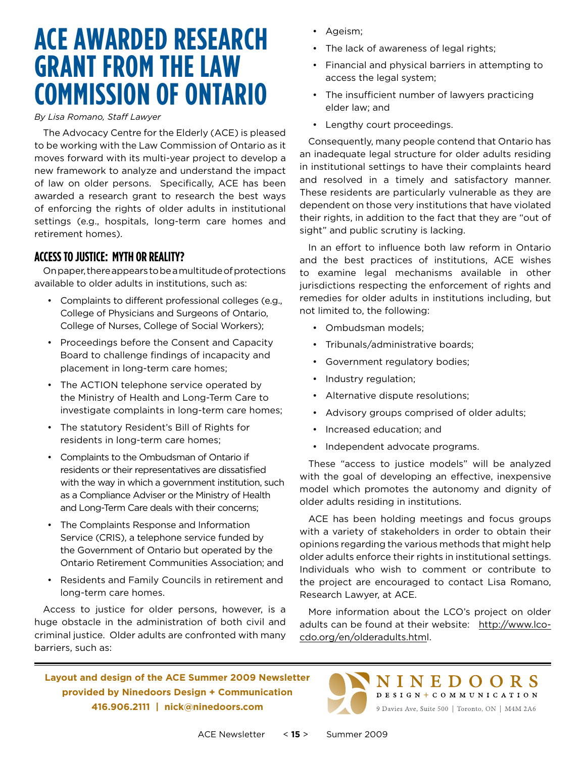# ACE AWARDED RESEARCH GRANT FROM THE LAW COMMISSION OF ONTARIO

*By Lisa Romano, Staff Lawyer*

The Advocacy Centre for the Elderly (ACE) is pleased to be working with the Law Commission of Ontario as it moves forward with its multi-year project to develop a new framework to analyze and understand the impact of law on older persons. Specifically, ACE has been awarded a research grant to research the best ways of enforcing the rights of older adults in institutional settings (e.g., hospitals, long-term care homes and retirement homes).

## ACCESS TO JUSTICE: MYTH OR REALITY?

On paper, there appears to be a multitude of protections available to older adults in institutions, such as:

- Complaints to different professional colleges (e.g., College of Physicians and Surgeons of Ontario, College of Nurses, College of Social Workers);
- Proceedings before the Consent and Capacity Board to challenge findings of incapacity and placement in long-term care homes;
- The ACTION telephone service operated by the Ministry of Health and Long-Term Care to investigate complaints in long-term care homes;
- The statutory Resident's Bill of Rights for residents in long-term care homes;
- Complaints to the Ombudsman of Ontario if residents or their representatives are dissatisfied with the way in which a government institution, such as a Compliance Adviser or the Ministry of Health and Long-Term Care deals with their concerns;
- The Complaints Response and Information Service (CRIS), a telephone service funded by the Government of Ontario but operated by the Ontario Retirement Communities Association; and
- Residents and Family Councils in retirement and long-term care homes.

Access to justice for older persons, however, is a huge obstacle in the administration of both civil and criminal justice. Older adults are confronted with many barriers, such as:

- Ageism;
- The lack of awareness of legal rights;
- Financial and physical barriers in attempting to access the legal system;
- The insufficient number of lawyers practicing elder law; and
- Lengthy court proceedings.

Consequently, many people contend that Ontario has an inadequate legal structure for older adults residing in institutional settings to have their complaints heard and resolved in a timely and satisfactory manner. These residents are particularly vulnerable as they are dependent on those very institutions that have violated their rights, in addition to the fact that they are "out of sight" and public scrutiny is lacking.

In an effort to influence both law reform in Ontario and the best practices of institutions, ACE wishes to examine legal mechanisms available in other jurisdictions respecting the enforcement of rights and remedies for older adults in institutions including, but not limited to, the following:

- Ombudsman models;
- Tribunals/administrative boards;
- Government regulatory bodies;
- Industry regulation;
- Alternative dispute resolutions;
- Advisory groups comprised of older adults;
- Increased education; and
- Independent advocate programs.

These "access to justice models" will be analyzed with the goal of developing an effective, inexpensive model which promotes the autonomy and dignity of older adults residing in institutions.

ACE has been holding meetings and focus groups with a variety of stakeholders in order to obtain their opinions regarding the various methods that might help older adults enforce their rights in institutional settings. Individuals who wish to comment or contribute to the project are encouraged to contact Lisa Romano, Research Lawyer, at ACE.

More information about the LCO's project on older adults can be found at their website: http://www.lco-cdo.org/en/olderadults.html.

---

**Layout and design of the ACE Summer 2009 Newsletter provided by Ninedoors Design + Communication**
**416.906.2111 | nick@ninedoors.com**

NINEDOORS DESIGN + COMMUNICATION
9 Davies Ave, Suite 500 | Toronto, ON | M4M 2A6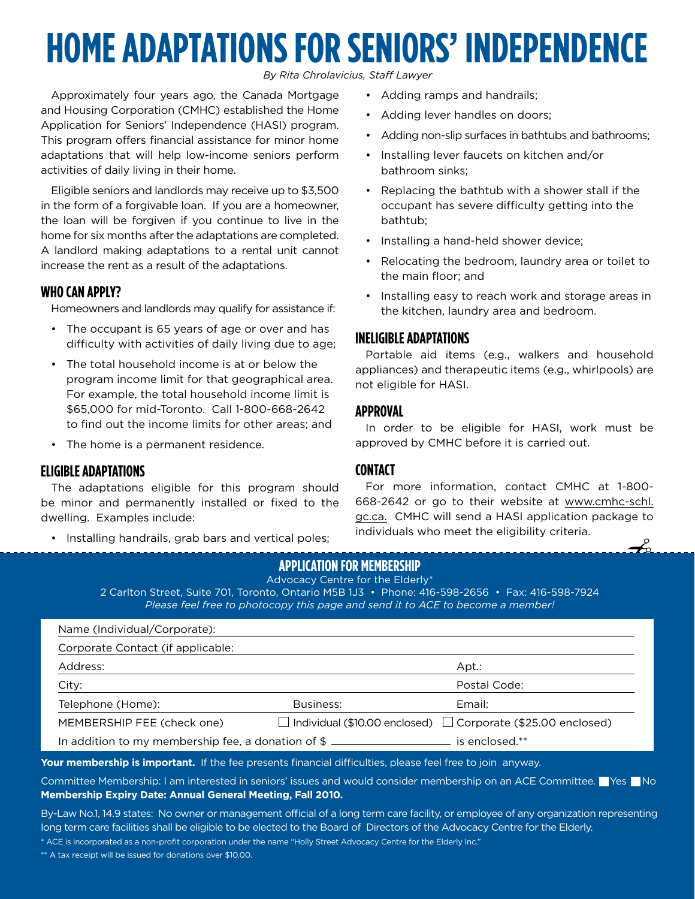# HOME ADAPTATIONS FOR SENIORS' INDEPENDENCE

*By Rita Chrolavicius, Staff Lawyer*

Approximately four years ago, the Canada Mortgage and Housing Corporation (CMHC) established the Home Application for Seniors' Independence (HASI) program. This program offers financial assistance for minor home adaptations that will help low-income seniors perform activities of daily living in their home.

Eligible seniors and landlords may receive up to $3,500 in the form of a forgivable loan. If you are a homeowner, the loan will be forgiven if you continue to live in the home for six months after the adaptations are completed. A landlord making adaptations to a rental unit cannot increase the rent as a result of the adaptations.

## WHO CAN APPLY?

Homeowners and landlords may qualify for assistance if:

- The occupant is 65 years of age or over and has difficulty with activities of daily living due to age;
- The total household income is at or below the program income limit for that geographical area. For example, the total household income limit is $65,000 for mid-Toronto. Call 1-800-668-2642 to find out the income limits for other areas; and
- The home is a permanent residence.

## ELIGIBLE ADAPTATIONS

The adaptations eligible for this program should be minor and permanently installed or fixed to the dwelling. Examples include:

- Installing handrails, grab bars and vertical poles;
- Adding ramps and handrails;
- Adding lever handles on doors;
- Adding non-slip surfaces in bathtubs and bathrooms;
- Installing lever faucets on kitchen and/or bathroom sinks;
- Replacing the bathtub with a shower stall if the occupant has severe difficulty getting into the bathtub;
- Installing a hand-held shower device;
- Relocating the bedroom, laundry area or toilet to the main floor; and
- Installing easy to reach work and storage areas in the kitchen, laundry area and bedroom.

## INELIGIBLE ADAPTATIONS

Portable aid items (e.g., walkers and household appliances) and therapeutic items (e.g., whirlpools) are not eligible for HASI.

## APPROVAL

In order to be eligible for HASI, work must be approved by CMHC before it is carried out.

## CONTACT

For more information, contact CMHC at 1-800-668-2642 or go to their website at www.cmhc-schl.gc.ca. CMHC will send a HASI application package to individuals who meet the eligibility criteria.

---

## APPLICATION FOR MEMBERSHIP

Advocacy Centre for the Elderly*

2 Carlton Street, Suite 701, Toronto, Ontario M5B 1J3 • Phone: 416-598-2656 • Fax: 416-598-7924

*Please feel free to photocopy this page and send it to ACE to become a member!*

Name (Individual/Corporate): ______________________________

Corporate Contact (if applicable: ______________________________

Address: ______________________________ Apt.: __________

City: ______________________________ Postal Code: __________

Telephone (Home): __________ Business: __________ Email: __________

MEMBERSHIP FEE (check one) ☐ Individual ($10.00 enclosed) ☐ Corporate ($25.00 enclosed)

In addition to my membership fee, a donation of $ __________ is enclosed.**

**Your membership is important.** If the fee presents financial difficulties, please feel free to join anyway.

Committee Membership: I am interested in seniors' issues and would consider membership on an ACE Committee. ☐ Yes ☐ No

**Membership Expiry Date: Annual General Meeting, Fall 2010.**

By-Law No.1, 14.9 states: No owner or management official of a long term care facility, or employee of any organization representing long term care facilities shall be eligible to be elected to the Board of Directors of the Advocacy Centre for the Elderly.

\* ACE is incorporated as a non-profit corporation under the name "Holly Street Advocacy Centre for the Elderly Inc."

\*\* A tax receipt will be issued for donations over $10.00.